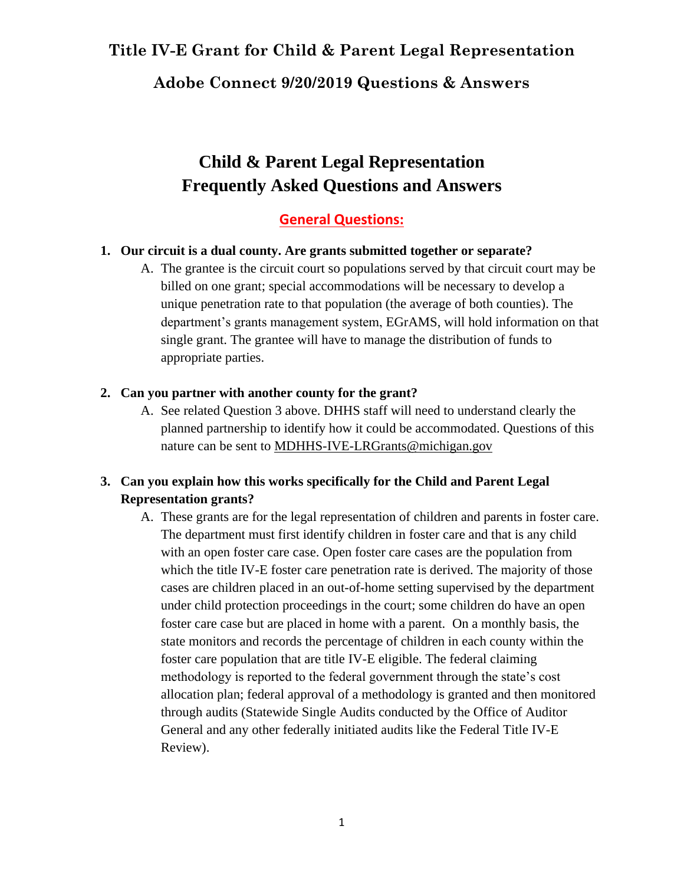# Title IV-E Grant for Child & Parent Legal Representation

## Adobe Connect 9/20/2019 Questions & Answers

## Child & Parent Legal Representation Frequently Asked Questions and Answers

### General Questions:

1. **Our circuit is a dual county. Are grants submitted together or separate?**
   A. The grantee is the circuit court so populations served by that circuit court may be billed on one grant; special accommodations will be necessary to develop a unique penetration rate to that population (the average of both counties). The department's grants management system, EGrAMS, will hold information on that single grant. The grantee will have to manage the distribution of funds to appropriate parties.

2. **Can you partner with another county for the grant?**
   A. See related Question 3 above. DHHS staff will need to understand clearly the planned partnership to identify how it could be accommodated. Questions of this nature can be sent to MDHHS-IVE-LRGrants@michigan.gov

3. **Can you explain how this works specifically for the Child and Parent Legal Representation grants?**
   A. These grants are for the legal representation of children and parents in foster care. The department must first identify children in foster care and that is any child with an open foster care case. Open foster care cases are the population from which the title IV-E foster care penetration rate is derived. The majority of those cases are children placed in an out-of-home setting supervised by the department under child protection proceedings in the court; some children do have an open foster care case but are placed in home with a parent. On a monthly basis, the state monitors and records the percentage of children in each county within the foster care population that are title IV-E eligible. The federal claiming methodology is reported to the federal government through the state's cost allocation plan; federal approval of a methodology is granted and then monitored through audits (Statewide Single Audits conducted by the Office of Auditor General and any other federally initiated audits like the Federal Title IV-E Review).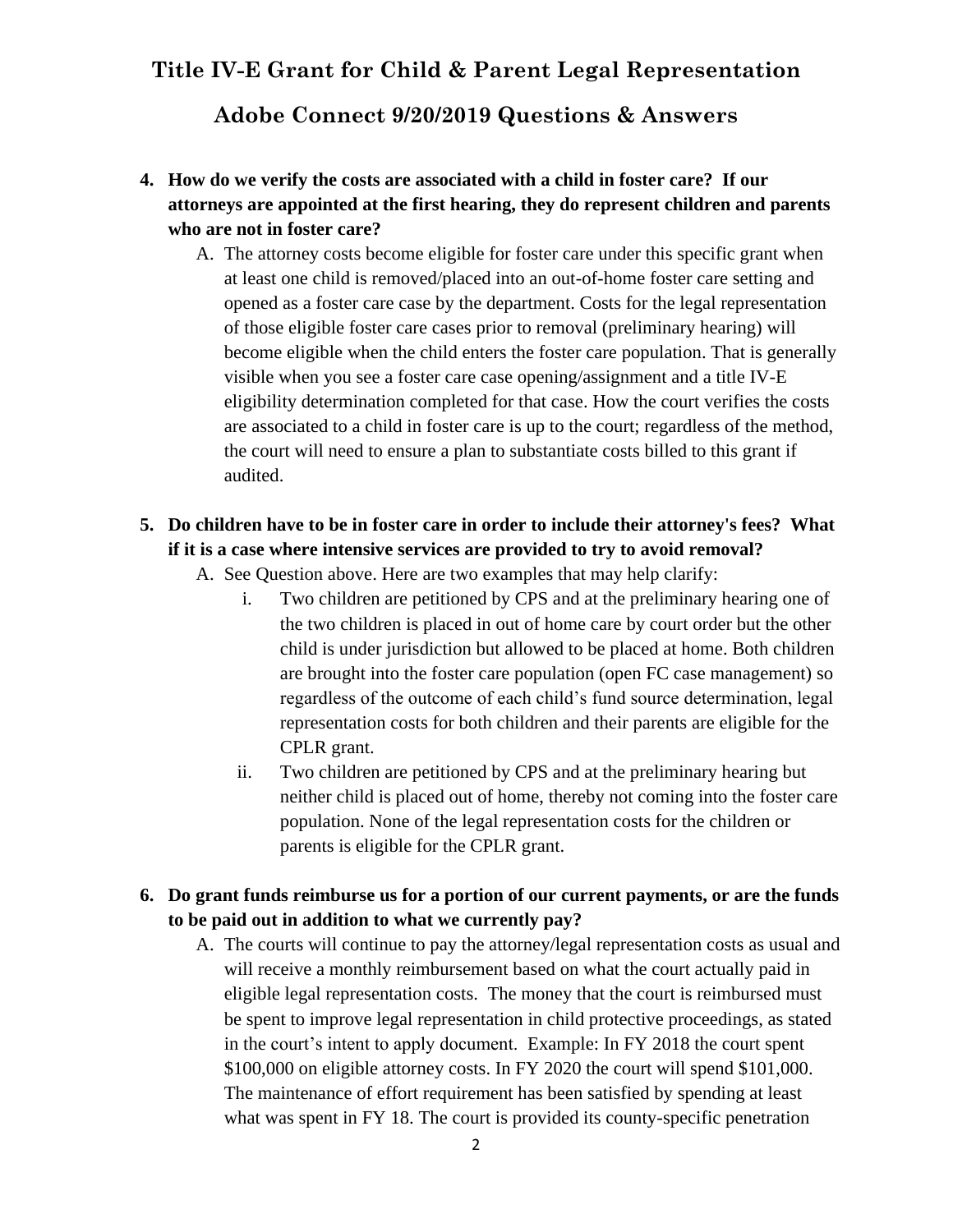# Title IV-E Grant for Child & Parent Legal Representation

## Adobe Connect 9/20/2019 Questions & Answers

4. **How do we verify the costs are associated with a child in foster care? If our attorneys are appointed at the first hearing, they do represent children and parents who are not in foster care?**

   A. The attorney costs become eligible for foster care under this specific grant when at least one child is removed/placed into an out-of-home foster care setting and opened as a foster care case by the department. Costs for the legal representation of those eligible foster care cases prior to removal (preliminary hearing) will become eligible when the child enters the foster care population. That is generally visible when you see a foster care case opening/assignment and a title IV-E eligibility determination completed for that case. How the court verifies the costs are associated to a child in foster care is up to the court; regardless of the method, the court will need to ensure a plan to substantiate costs billed to this grant if audited.

5. **Do children have to be in foster care in order to include their attorney's fees? What if it is a case where intensive services are provided to try to avoid removal?**

   A. See Question above. Here are two examples that may help clarify:

      i. Two children are petitioned by CPS and at the preliminary hearing one of the two children is placed in out of home care by court order but the other child is under jurisdiction but allowed to be placed at home. Both children are brought into the foster care population (open FC case management) so regardless of the outcome of each child's fund source determination, legal representation costs for both children and their parents are eligible for the CPLR grant.

      ii. Two children are petitioned by CPS and at the preliminary hearing but neither child is placed out of home, thereby not coming into the foster care population. None of the legal representation costs for the children or parents is eligible for the CPLR grant.

6. **Do grant funds reimburse us for a portion of our current payments, or are the funds to be paid out in addition to what we currently pay?**

   A. The courts will continue to pay the attorney/legal representation costs as usual and will receive a monthly reimbursement based on what the court actually paid in eligible legal representation costs. The money that the court is reimbursed must be spent to improve legal representation in child protective proceedings, as stated in the court's intent to apply document. Example: In FY 2018 the court spent $100,000 on eligible attorney costs. In FY 2020 the court will spend $101,000. The maintenance of effort requirement has been satisfied by spending at least what was spent in FY 18. The court is provided its county-specific penetration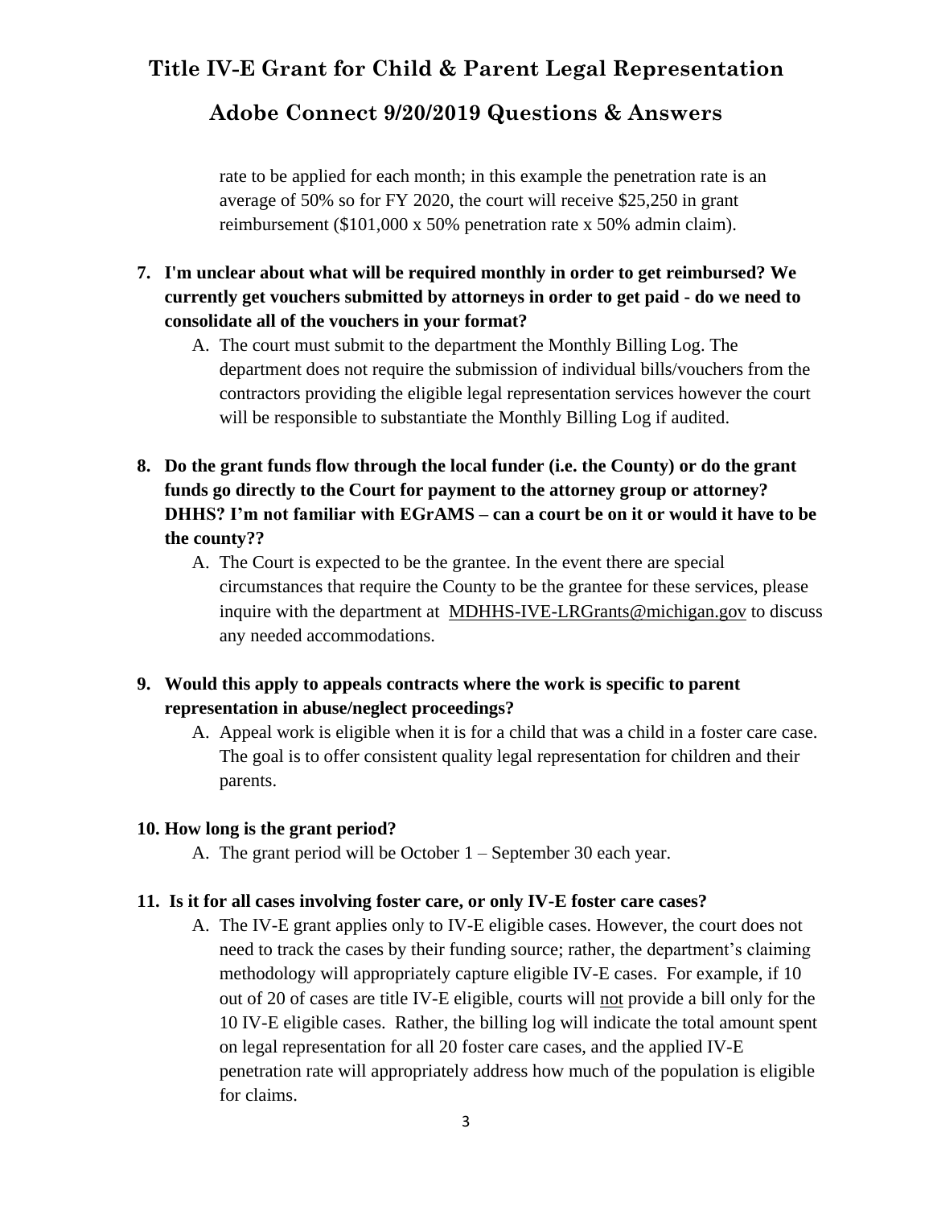rate to be applied for each month; in this example the penetration rate is an average of 50% so for FY 2020, the court will receive $25,250 in grant reimbursement ($101,000 x 50% penetration rate x 50% admin claim).

7. **I'm unclear about what will be required monthly in order to get reimbursed? We currently get vouchers submitted by attorneys in order to get paid - do we need to consolidate all of the vouchers in your format?**
   A. The court must submit to the department the Monthly Billing Log. The department does not require the submission of individual bills/vouchers from the contractors providing the eligible legal representation services however the court will be responsible to substantiate the Monthly Billing Log if audited.

8. **Do the grant funds flow through the local funder (i.e. the County) or do the grant funds go directly to the Court for payment to the attorney group or attorney? DHHS? I'm not familiar with EGrAMS – can a court be on it or would it have to be the county??**
   A. The Court is expected to be the grantee. In the event there are special circumstances that require the County to be the grantee for these services, please inquire with the department at MDHHS-IVE-LRGrants@michigan.gov to discuss any needed accommodations.

9. **Would this apply to appeals contracts where the work is specific to parent representation in abuse/neglect proceedings?**
   A. Appeal work is eligible when it is for a child that was a child in a foster care case. The goal is to offer consistent quality legal representation for children and their parents.

10. **How long is the grant period?**
    A. The grant period will be October 1 – September 30 each year.

11. **Is it for all cases involving foster care, or only IV-E foster care cases?**
    A. The IV-E grant applies only to IV-E eligible cases. However, the court does not need to track the cases by their funding source; rather, the department's claiming methodology will appropriately capture eligible IV-E cases. For example, if 10 out of 20 of cases are title IV-E eligible, courts will <u>not</u> provide a bill only for the 10 IV-E eligible cases. Rather, the billing log will indicate the total amount spent on legal representation for all 20 foster care cases, and the applied IV-E penetration rate will appropriately address how much of the population is eligible for claims.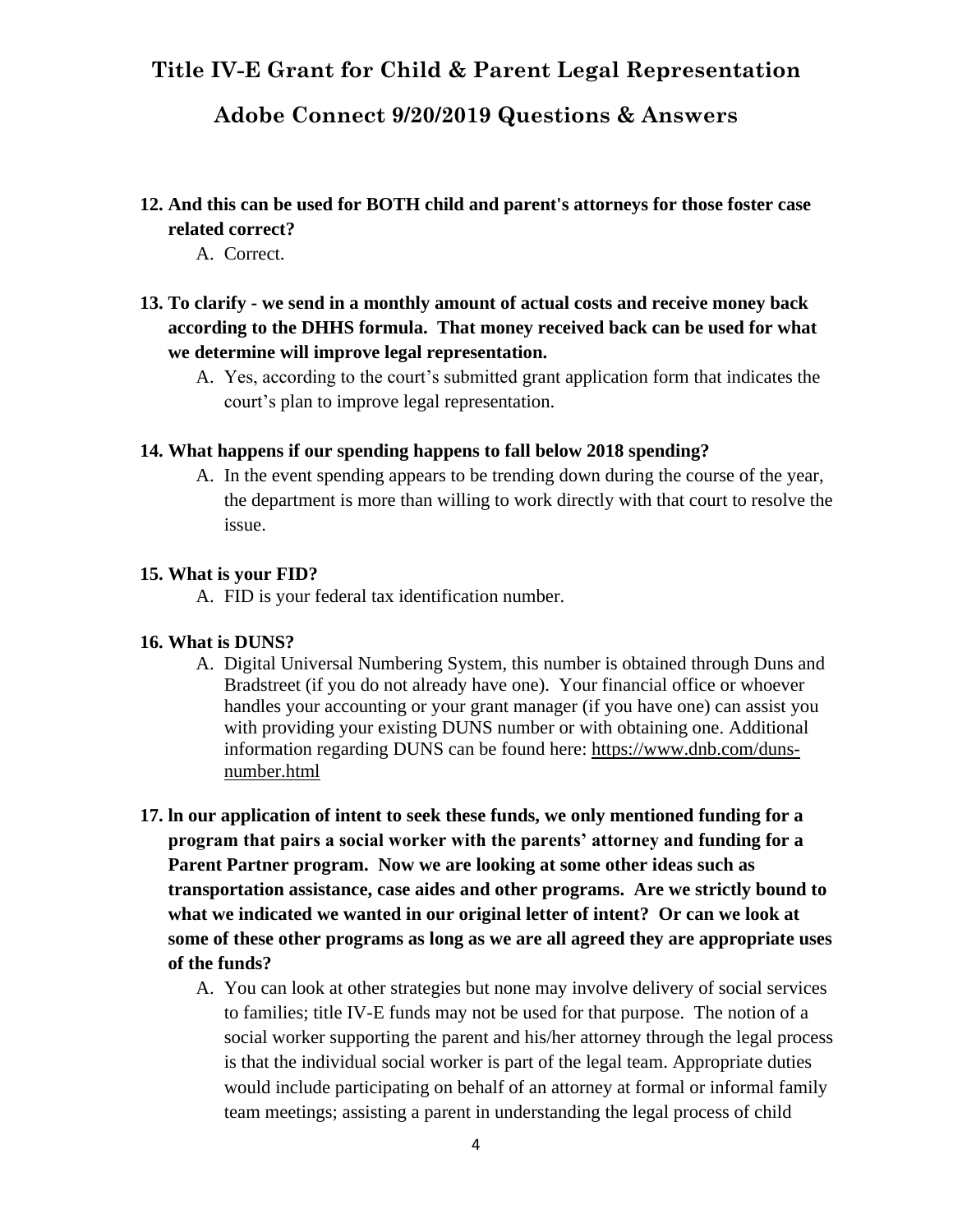# Title IV-E Grant for Child & Parent Legal Representation

## Adobe Connect 9/20/2019 Questions & Answers

**12. And this can be used for BOTH child and parent's attorneys for those foster case related correct?**

A. Correct.

**13. To clarify - we send in a monthly amount of actual costs and receive money back according to the DHHS formula. That money received back can be used for what we determine will improve legal representation.**

A. Yes, according to the court's submitted grant application form that indicates the court's plan to improve legal representation.

**14. What happens if our spending happens to fall below 2018 spending?**

A. In the event spending appears to be trending down during the course of the year, the department is more than willing to work directly with that court to resolve the issue.

**15. What is your FID?**

A. FID is your federal tax identification number.

**16. What is DUNS?**

A. Digital Universal Numbering System, this number is obtained through Duns and Bradstreet (if you do not already have one). Your financial office or whoever handles your accounting or your grant manager (if you have one) can assist you with providing your existing DUNS number or with obtaining one. Additional information regarding DUNS can be found here: https://www.dnb.com/duns-number.html

**17. In our application of intent to seek these funds, we only mentioned funding for a program that pairs a social worker with the parents' attorney and funding for a Parent Partner program. Now we are looking at some other ideas such as transportation assistance, case aides and other programs. Are we strictly bound to what we indicated we wanted in our original letter of intent? Or can we look at some of these other programs as long as we are all agreed they are appropriate uses of the funds?**

A. You can look at other strategies but none may involve delivery of social services to families; title IV-E funds may not be used for that purpose. The notion of a social worker supporting the parent and his/her attorney through the legal process is that the individual social worker is part of the legal team. Appropriate duties would include participating on behalf of an attorney at formal or informal family team meetings; assisting a parent in understanding the legal process of child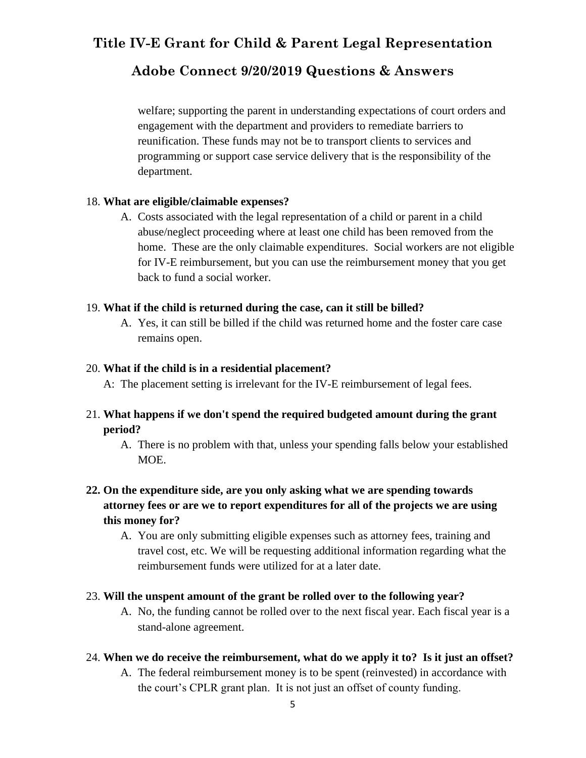welfare; supporting the parent in understanding expectations of court orders and engagement with the department and providers to remediate barriers to reunification. These funds may not be to transport clients to services and programming or support case service delivery that is the responsibility of the department.

18. **What are eligible/claimable expenses?**
    A. Costs associated with the legal representation of a child or parent in a child abuse/neglect proceeding where at least one child has been removed from the home. These are the only claimable expenditures. Social workers are not eligible for IV-E reimbursement, but you can use the reimbursement money that you get back to fund a social worker.

19. **What if the child is returned during the case, can it still be billed?**
    A. Yes, it can still be billed if the child was returned home and the foster care case remains open.

20. **What if the child is in a residential placement?**
    A: The placement setting is irrelevant for the IV-E reimbursement of legal fees.

21. **What happens if we don't spend the required budgeted amount during the grant period?**
    A. There is no problem with that, unless your spending falls below your established MOE.

22. **On the expenditure side, are you only asking what we are spending towards attorney fees or are we to report expenditures for all of the projects we are using this money for?**
    A. You are only submitting eligible expenses such as attorney fees, training and travel cost, etc. We will be requesting additional information regarding what the reimbursement funds were utilized for at a later date.

23. **Will the unspent amount of the grant be rolled over to the following year?**
    A. No, the funding cannot be rolled over to the next fiscal year. Each fiscal year is a stand-alone agreement.

24. **When we do receive the reimbursement, what do we apply it to? Is it just an offset?**
    A. The federal reimbursement money is to be spent (reinvested) in accordance with the court's CPLR grant plan. It is not just an offset of county funding.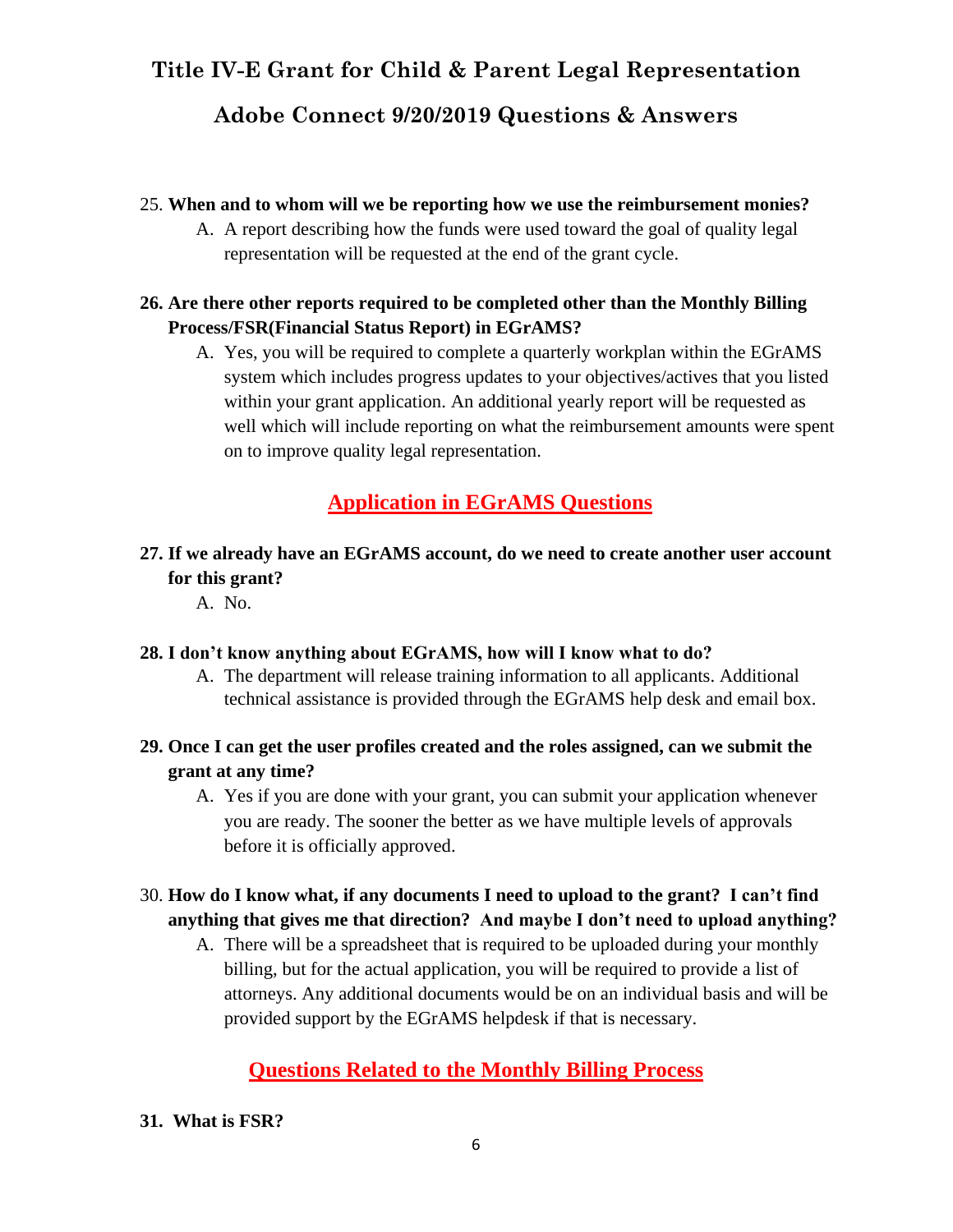# Title IV-E Grant for Child & Parent Legal Representation

## Adobe Connect 9/20/2019 Questions & Answers

25. **When and to whom will we be reporting how we use the reimbursement monies?**
    A. A report describing how the funds were used toward the goal of quality legal representation will be requested at the end of the grant cycle.

26. **Are there other reports required to be completed other than the Monthly Billing Process/FSR(Financial Status Report) in EGrAMS?**
    A. Yes, you will be required to complete a quarterly workplan within the EGrAMS system which includes progress updates to your objectives/actives that you listed within your grant application. An additional yearly report will be requested as well which will include reporting on what the reimbursement amounts were spent on to improve quality legal representation.

## Application in EGrAMS Questions

27. **If we already have an EGrAMS account, do we need to create another user account for this grant?**
    A. No.

28. **I don't know anything about EGrAMS, how will I know what to do?**
    A. The department will release training information to all applicants. Additional technical assistance is provided through the EGrAMS help desk and email box.

29. **Once I can get the user profiles created and the roles assigned, can we submit the grant at any time?**
    A. Yes if you are done with your grant, you can submit your application whenever you are ready. The sooner the better as we have multiple levels of approvals before it is officially approved.

30. **How do I know what, if any documents I need to upload to the grant? I can't find anything that gives me that direction? And maybe I don't need to upload anything?**
    A. There will be a spreadsheet that is required to be uploaded during your monthly billing, but for the actual application, you will be required to provide a list of attorneys. Any additional documents would be on an individual basis and will be provided support by the EGrAMS helpdesk if that is necessary.

## Questions Related to the Monthly Billing Process

31. **What is FSR?**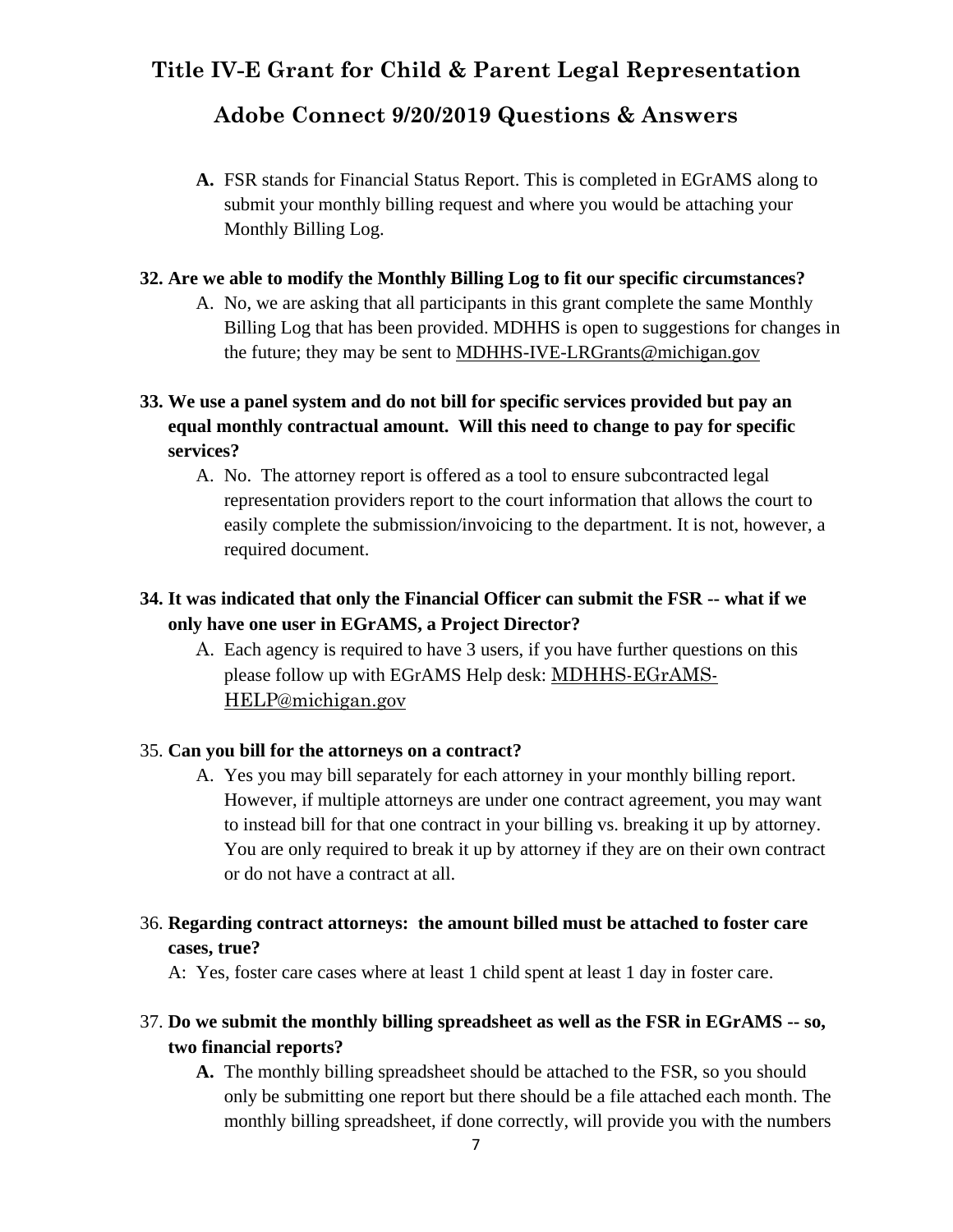# Title IV-E Grant for Child & Parent Legal Representation

## Adobe Connect 9/20/2019 Questions & Answers

- **A.** FSR stands for Financial Status Report. This is completed in EGrAMS along to submit your monthly billing request and where you would be attaching your Monthly Billing Log.

**32. Are we able to modify the Monthly Billing Log to fit our specific circumstances?**

- A. No, we are asking that all participants in this grant complete the same Monthly Billing Log that has been provided. MDHHS is open to suggestions for changes in the future; they may be sent to MDHHS-IVE-LRGrants@michigan.gov

**33. We use a panel system and do not bill for specific services provided but pay an equal monthly contractual amount. Will this need to change to pay for specific services?**

- A. No. The attorney report is offered as a tool to ensure subcontracted legal representation providers report to the court information that allows the court to easily complete the submission/invoicing to the department. It is not, however, a required document.

**34. It was indicated that only the Financial Officer can submit the FSR -- what if we only have one user in EGrAMS, a Project Director?**

- A. Each agency is required to have 3 users, if you have further questions on this please follow up with EGrAMS Help desk: MDHHS-EGrAMS-HELP@michigan.gov

35. **Can you bill for the attorneys on a contract?**

- A. Yes you may bill separately for each attorney in your monthly billing report. However, if multiple attorneys are under one contract agreement, you may want to instead bill for that one contract in your billing vs. breaking it up by attorney. You are only required to break it up by attorney if they are on their own contract or do not have a contract at all.

36. **Regarding contract attorneys: the amount billed must be attached to foster care cases, true?**

A: Yes, foster care cases where at least 1 child spent at least 1 day in foster care.

37. **Do we submit the monthly billing spreadsheet as well as the FSR in EGrAMS -- so, two financial reports?**

- **A.** The monthly billing spreadsheet should be attached to the FSR, so you should only be submitting one report but there should be a file attached each month. The monthly billing spreadsheet, if done correctly, will provide you with the numbers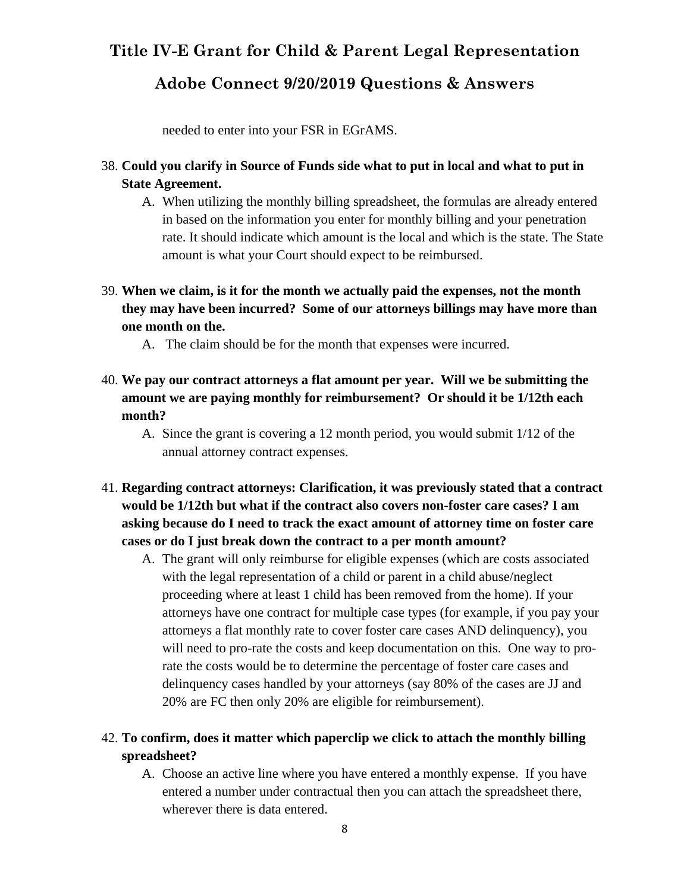needed to enter into your FSR in EGrAMS.

38. **Could you clarify in Source of Funds side what to put in local and what to put in State Agreement.**
    A. When utilizing the monthly billing spreadsheet, the formulas are already entered in based on the information you enter for monthly billing and your penetration rate. It should indicate which amount is the local and which is the state. The State amount is what your Court should expect to be reimbursed.

39. **When we claim, is it for the month we actually paid the expenses, not the month they may have been incurred? Some of our attorneys billings may have more than one month on the.**
    A. The claim should be for the month that expenses were incurred.

40. **We pay our contract attorneys a flat amount per year. Will we be submitting the amount we are paying monthly for reimbursement? Or should it be 1/12th each month?**
    A. Since the grant is covering a 12 month period, you would submit 1/12 of the annual attorney contract expenses.

41. **Regarding contract attorneys: Clarification, it was previously stated that a contract would be 1/12th but what if the contract also covers non-foster care cases? I am asking because do I need to track the exact amount of attorney time on foster care cases or do I just break down the contract to a per month amount?**
    A. The grant will only reimburse for eligible expenses (which are costs associated with the legal representation of a child or parent in a child abuse/neglect proceeding where at least 1 child has been removed from the home). If your attorneys have one contract for multiple case types (for example, if you pay your attorneys a flat monthly rate to cover foster care cases AND delinquency), you will need to pro-rate the costs and keep documentation on this. One way to pro-rate the costs would be to determine the percentage of foster care cases and delinquency cases handled by your attorneys (say 80% of the cases are JJ and 20% are FC then only 20% are eligible for reimbursement).

42. **To confirm, does it matter which paperclip we click to attach the monthly billing spreadsheet?**
    A. Choose an active line where you have entered a monthly expense. If you have entered a number under contractual then you can attach the spreadsheet there, wherever there is data entered.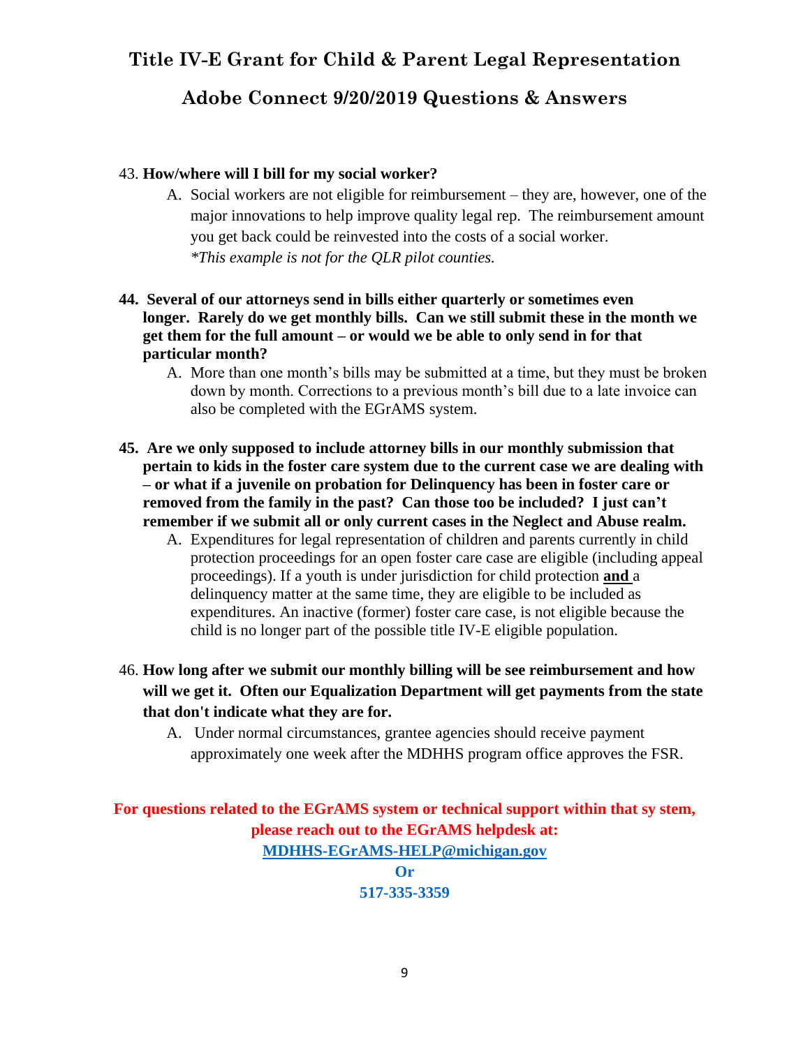# Title IV-E Grant for Child & Parent Legal Representation

## Adobe Connect 9/20/2019 Questions & Answers

43. **How/where will I bill for my social worker?**
    A. Social workers are not eligible for reimbursement – they are, however, one of the major innovations to help improve quality legal rep. The reimbursement amount you get back could be reinvested into the costs of a social worker.
    *\*This example is not for the QLR pilot counties.*

44. **Several of our attorneys send in bills either quarterly or sometimes even longer. Rarely do we get monthly bills. Can we still submit these in the month we get them for the full amount – or would we be able to only send in for that particular month?**
    A. More than one month's bills may be submitted at a time, but they must be broken down by month. Corrections to a previous month's bill due to a late invoice can also be completed with the EGrAMS system.

45. **Are we only supposed to include attorney bills in our monthly submission that pertain to kids in the foster care system due to the current case we are dealing with – or what if a juvenile on probation for Delinquency has been in foster care or removed from the family in the past? Can those too be included? I just can't remember if we submit all or only current cases in the Neglect and Abuse realm.**
    A. Expenditures for legal representation of children and parents currently in child protection proceedings for an open foster care case are eligible (including appeal proceedings). If a youth is under jurisdiction for child protection **and** a delinquency matter at the same time, they are eligible to be included as expenditures. An inactive (former) foster care case, is not eligible because the child is no longer part of the possible title IV-E eligible population.

46. **How long after we submit our monthly billing will be see reimbursement and how will we get it. Often our Equalization Department will get payments from the state that don't indicate what they are for.**
    A. Under normal circumstances, grantee agencies should receive payment approximately one week after the MDHHS program office approves the FSR.

**For questions related to the EGrAMS system or technical support within that sy stem, please reach out to the EGrAMS helpdesk at:**

**MDHHS-EGrAMS-HELP@michigan.gov**

**Or**

**517-335-3359**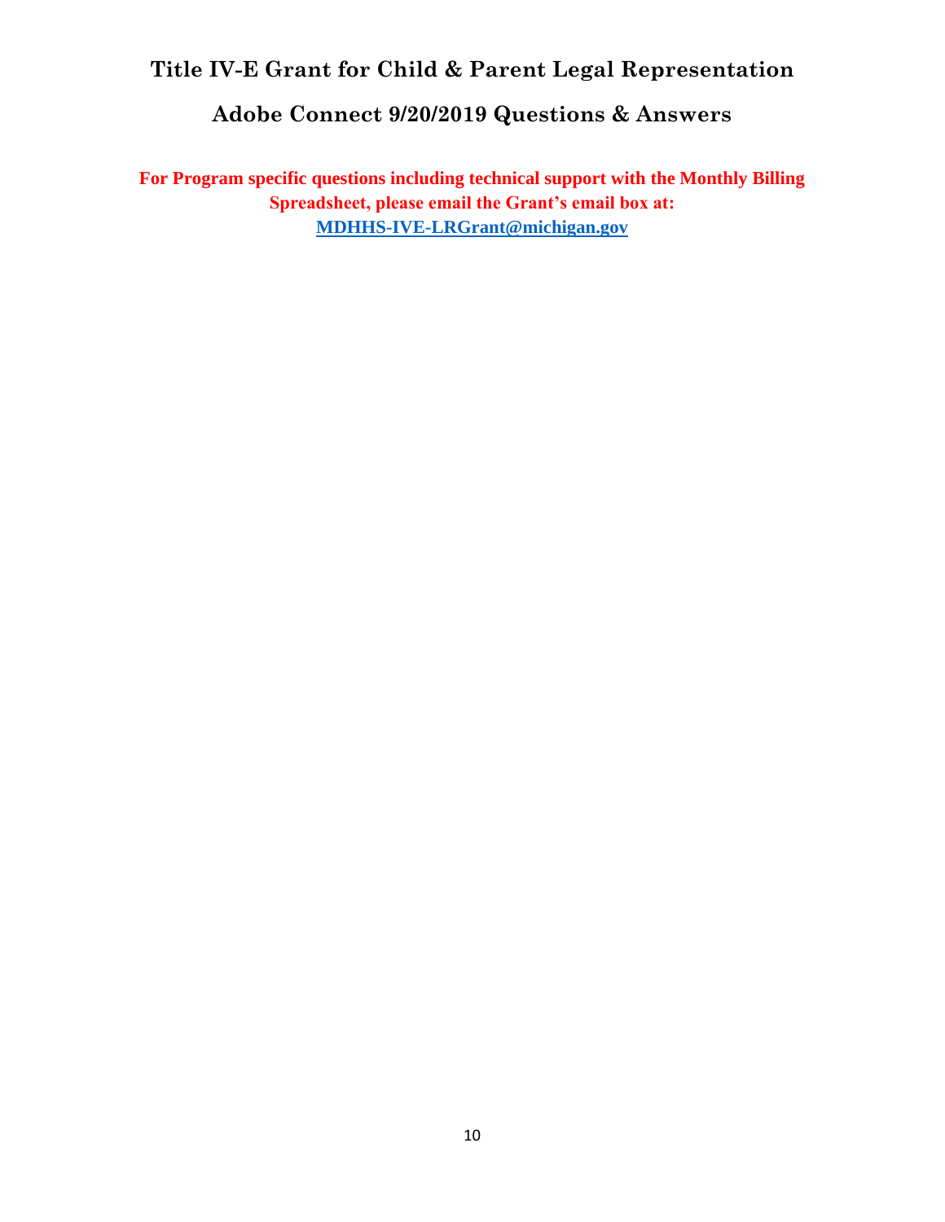# Title IV-E Grant for Child & Parent Legal Representation

## Adobe Connect 9/20/2019 Questions & Answers

**For Program specific questions including technical support with the Monthly Billing Spreadsheet, please email the Grant's email box at: MDHHS-IVE-LRGrant@michigan.gov**